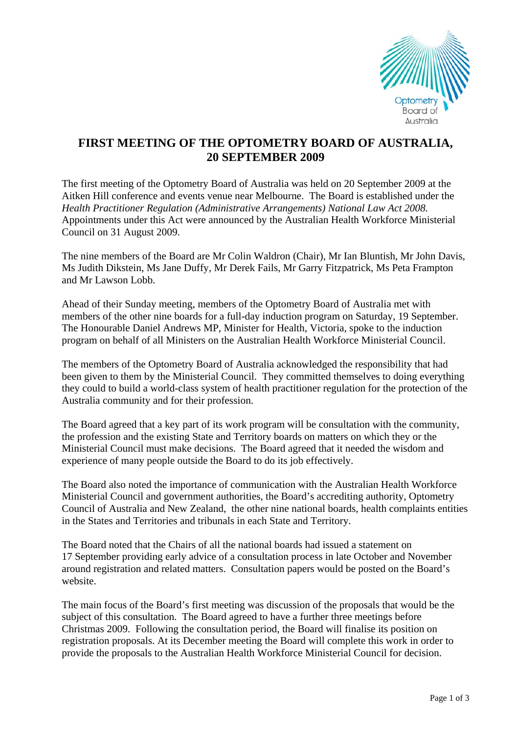# FIRST MEETING OF THE OPTOMETRY BOARD OF AUSTRALIA, 20 SEPTEMBER 2009

The first meeting of the Optometry Board of Australia was held on 20 September 2009 at the Aitken Hill conference and events venue near Melbourne. The Board is established under the *Health Practitioner Regulation (Administrative Arrangements) National Law Act 2008.* Appointments under this Act were announced by the Australian Health Workforce Ministerial Council on 31 August 2009.

The nine members of the Board are Mr Colin Waldron (Chair), Mr Ian Bluntish, Mr John Davis, Ms Judith Dikstein, Ms Jane Duffy, Mr Derek Fails, Mr Garry Fitzpatrick, Ms Peta Frampton and Mr Lawson Lobb.

Ahead of their Sunday meeting, members of the Optometry Board of Australia met with members of the other nine boards for a full-day induction program on Saturday, 19 September. The Honourable Daniel Andrews MP, Minister for Health, Victoria, spoke to the induction program on behalf of all Ministers on the Australian Health Workforce Ministerial Council.

The members of the Optometry Board of Australia acknowledged the responsibility that had been given to them by the Ministerial Council. They committed themselves to doing everything they could to build a world-class system of health practitioner regulation for the protection of the Australia community and for their profession.

The Board agreed that a key part of its work program will be consultation with the community, the profession and the existing State and Territory boards on matters on which they or the Ministerial Council must make decisions. The Board agreed that it needed the wisdom and experience of many people outside the Board to do its job effectively.

The Board also noted the importance of communication with the Australian Health Workforce Ministerial Council and government authorities, the Board's accrediting authority, Optometry Council of Australia and New Zealand, the other nine national boards, health complaints entities in the States and Territories and tribunals in each State and Territory.

The Board noted that the Chairs of all the national boards had issued a statement on 17 September providing early advice of a consultation process in late October and November around registration and related matters. Consultation papers would be posted on the Board's website.

The main focus of the Board's first meeting was discussion of the proposals that would be the subject of this consultation. The Board agreed to have a further three meetings before Christmas 2009. Following the consultation period, the Board will finalise its position on registration proposals. At its December meeting the Board will complete this work in order to provide the proposals to the Australian Health Workforce Ministerial Council for decision.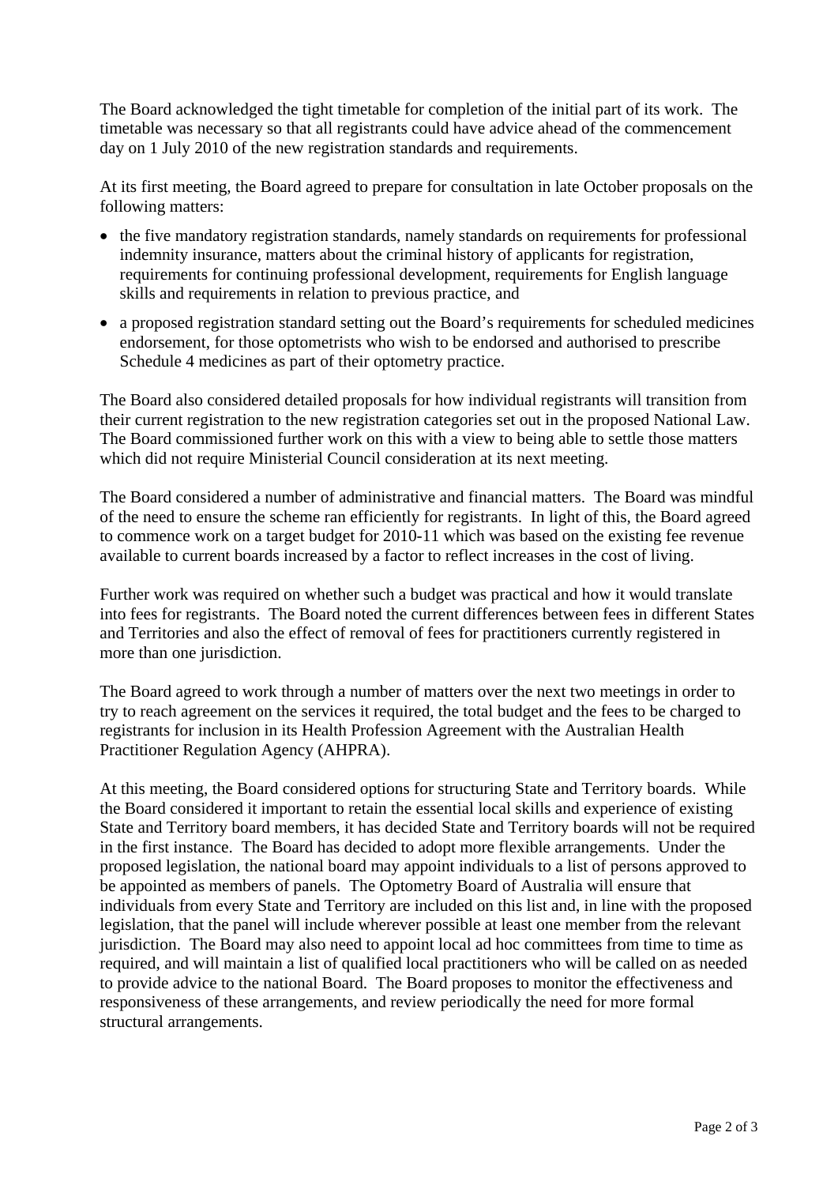The Board acknowledged the tight timetable for completion of the initial part of its work. The timetable was necessary so that all registrants could have advice ahead of the commencement day on 1 July 2010 of the new registration standards and requirements.

At its first meeting, the Board agreed to prepare for consultation in late October proposals on the following matters:

- the five mandatory registration standards, namely standards on requirements for professional indemnity insurance, matters about the criminal history of applicants for registration, requirements for continuing professional development, requirements for English language skills and requirements in relation to previous practice, and
- a proposed registration standard setting out the Board's requirements for scheduled medicines endorsement, for those optometrists who wish to be endorsed and authorised to prescribe Schedule 4 medicines as part of their optometry practice.

The Board also considered detailed proposals for how individual registrants will transition from their current registration to the new registration categories set out in the proposed National Law. The Board commissioned further work on this with a view to being able to settle those matters which did not require Ministerial Council consideration at its next meeting.

The Board considered a number of administrative and financial matters. The Board was mindful of the need to ensure the scheme ran efficiently for registrants. In light of this, the Board agreed to commence work on a target budget for 2010-11 which was based on the existing fee revenue available to current boards increased by a factor to reflect increases in the cost of living.

Further work was required on whether such a budget was practical and how it would translate into fees for registrants. The Board noted the current differences between fees in different States and Territories and also the effect of removal of fees for practitioners currently registered in more than one jurisdiction.

The Board agreed to work through a number of matters over the next two meetings in order to try to reach agreement on the services it required, the total budget and the fees to be charged to registrants for inclusion in its Health Profession Agreement with the Australian Health Practitioner Regulation Agency (AHPRA).

At this meeting, the Board considered options for structuring State and Territory boards. While the Board considered it important to retain the essential local skills and experience of existing State and Territory board members, it has decided State and Territory boards will not be required in the first instance. The Board has decided to adopt more flexible arrangements. Under the proposed legislation, the national board may appoint individuals to a list of persons approved to be appointed as members of panels. The Optometry Board of Australia will ensure that individuals from every State and Territory are included on this list and, in line with the proposed legislation, that the panel will include wherever possible at least one member from the relevant jurisdiction. The Board may also need to appoint local ad hoc committees from time to time as required, and will maintain a list of qualified local practitioners who will be called on as needed to provide advice to the national Board. The Board proposes to monitor the effectiveness and responsiveness of these arrangements, and review periodically the need for more formal structural arrangements.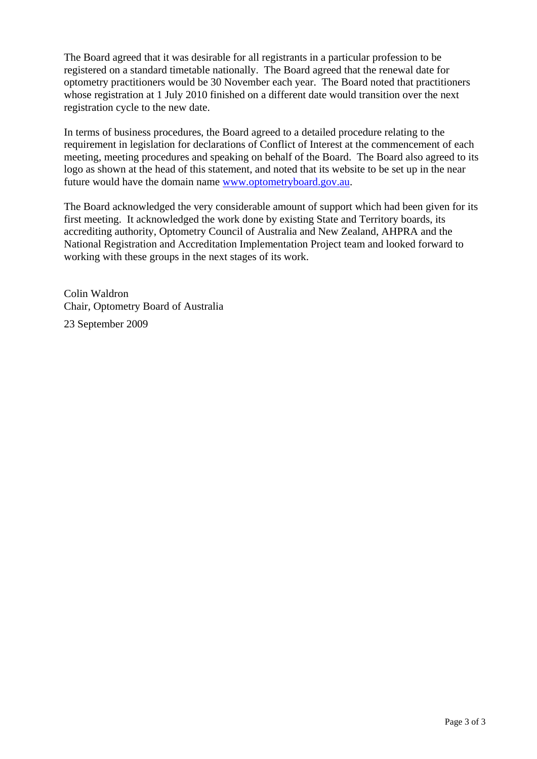The Board agreed that it was desirable for all registrants in a particular profession to be registered on a standard timetable nationally. The Board agreed that the renewal date for optometry practitioners would be 30 November each year. The Board noted that practitioners whose registration at 1 July 2010 finished on a different date would transition over the next registration cycle to the new date.

In terms of business procedures, the Board agreed to a detailed procedure relating to the requirement in legislation for declarations of Conflict of Interest at the commencement of each meeting, meeting procedures and speaking on behalf of the Board. The Board also agreed to its logo as shown at the head of this statement, and noted that its website to be set up in the near future would have the domain name [www.optometryboard.gov.au](http://www.optometryboard.gov.au).

The Board acknowledged the very considerable amount of support which had been given for its first meeting. It acknowledged the work done by existing State and Territory boards, its accrediting authority, Optometry Council of Australia and New Zealand, AHPRA and the National Registration and Accreditation Implementation Project team and looked forward to working with these groups in the next stages of its work.

Colin Waldron
Chair, Optometry Board of Australia

23 September 2009